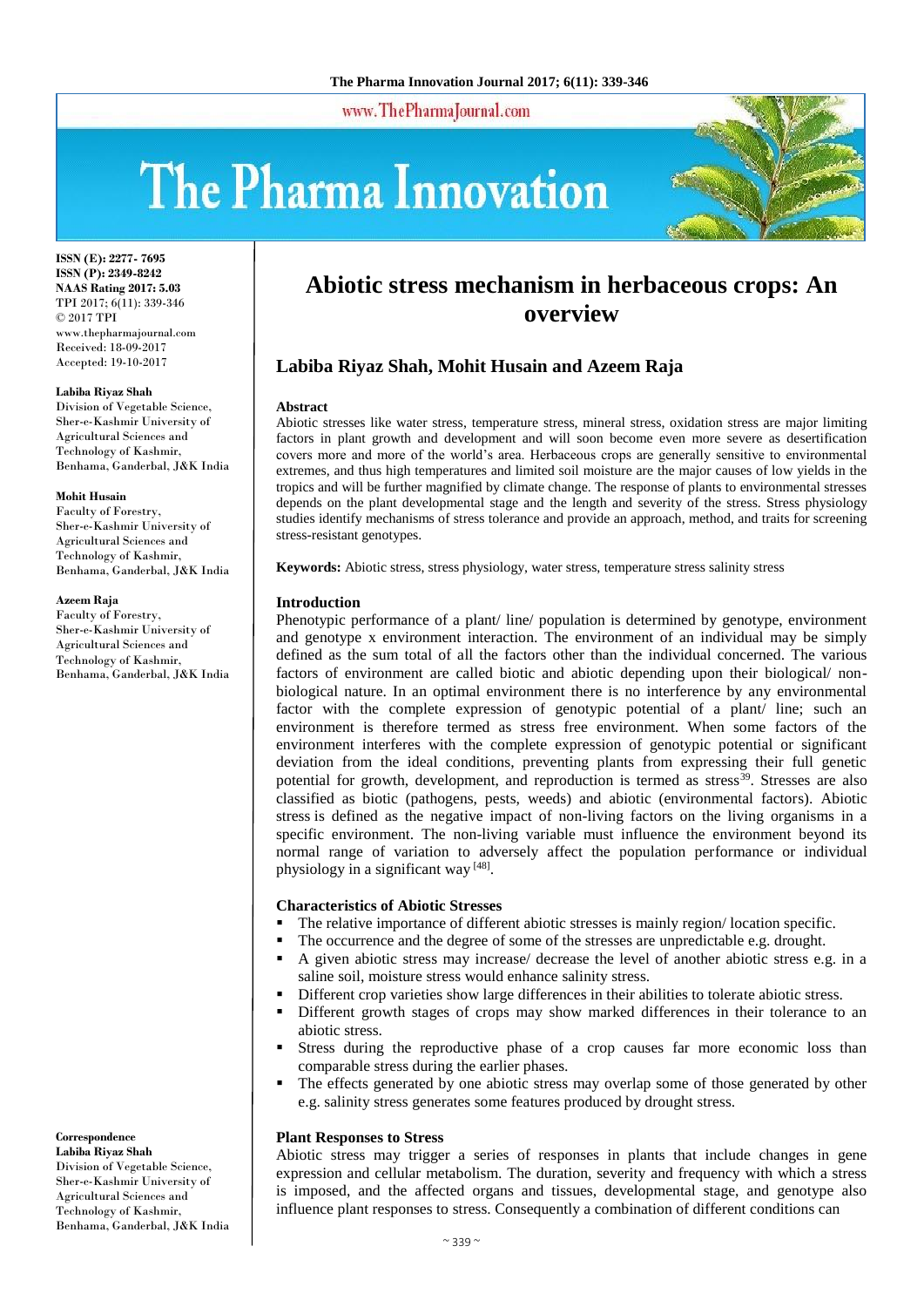# Abiotic stress mechanism in herbaceous crops: An overview

## Labiba Riyaz Shah, Mohit Husain and Azeem Raja

ISSN (E): 2277- 7695
ISSN (P): 2349-8242
NAAS Rating 2017: 5.03
TPI 2017; 6(11): 339-346
© 2017 TPI
www.thepharmajournal.com
Received: 18-09-2017
Accepted: 19-10-2017

**Labiba Riyaz Shah**
Division of Vegetable Science, Sher-e-Kashmir University of Agricultural Sciences and Technology of Kashmir, Benhama, Ganderbal, J&K India

**Mohit Husain**
Faculty of Forestry, Sher-e-Kashmir University of Agricultural Sciences and Technology of Kashmir, Benhama, Ganderbal, J&K India

**Azeem Raja**
Faculty of Forestry, Sher-e-Kashmir University of Agricultural Sciences and Technology of Kashmir, Benhama, Ganderbal, J&K India

**Correspondence**
**Labiba Riyaz Shah**
Division of Vegetable Science, Sher-e-Kashmir University of Agricultural Sciences and Technology of Kashmir, Benhama, Ganderbal, J&K India

### Abstract

Abiotic stresses like water stress, temperature stress, mineral stress, oxidation stress are major limiting factors in plant growth and development and will soon become even more severe as desertification covers more and more of the world's area. Herbaceous crops are generally sensitive to environmental extremes, and thus high temperatures and limited soil moisture are the major causes of low yields in the tropics and will be further magnified by climate change. The response of plants to environmental stresses depends on the plant developmental stage and the length and severity of the stress. Stress physiology studies identify mechanisms of stress tolerance and provide an approach, method, and traits for screening stress-resistant genotypes.

**Keywords:** Abiotic stress, stress physiology, water stress, temperature stress salinity stress

### Introduction

Phenotypic performance of a plant/ line/ population is determined by genotype, environment and genotype x environment interaction. The environment of an individual may be simply defined as the sum total of all the factors other than the individual concerned. The various factors of environment are called biotic and abiotic depending upon their biological/ non-biological nature. In an optimal environment there is no interference by any environmental factor with the complete expression of genotypic potential of a plant/ line; such an environment is therefore termed as stress free environment. When some factors of the environment interferes with the complete expression of genotypic potential or significant deviation from the ideal conditions, preventing plants from expressing their full genetic potential for growth, development, and reproduction is termed as stress [39]. Stresses are also classified as biotic (pathogens, pests, weeds) and abiotic (environmental factors). Abiotic stress is defined as the negative impact of non-living factors on the living organisms in a specific environment. The non-living variable must influence the environment beyond its normal range of variation to adversely affect the population performance or individual physiology in a significant way [48].

### Characteristics of Abiotic Stresses

- The relative importance of different abiotic stresses is mainly region/ location specific.
- The occurrence and the degree of some of the stresses are unpredictable e.g. drought.
- A given abiotic stress may increase/ decrease the level of another abiotic stress e.g. in a saline soil, moisture stress would enhance salinity stress.
- Different crop varieties show large differences in their abilities to tolerate abiotic stress.
- Different growth stages of crops may show marked differences in their tolerance to an abiotic stress.
- Stress during the reproductive phase of a crop causes far more economic loss than comparable stress during the earlier phases.
- The effects generated by one abiotic stress may overlap some of those generated by other e.g. salinity stress generates some features produced by drought stress.

### Plant Responses to Stress

Abiotic stress may trigger a series of responses in plants that include changes in gene expression and cellular metabolism. The duration, severity and frequency with which a stress is imposed, and the affected organs and tissues, developmental stage, and genotype also influence plant responses to stress. Consequently a combination of different conditions can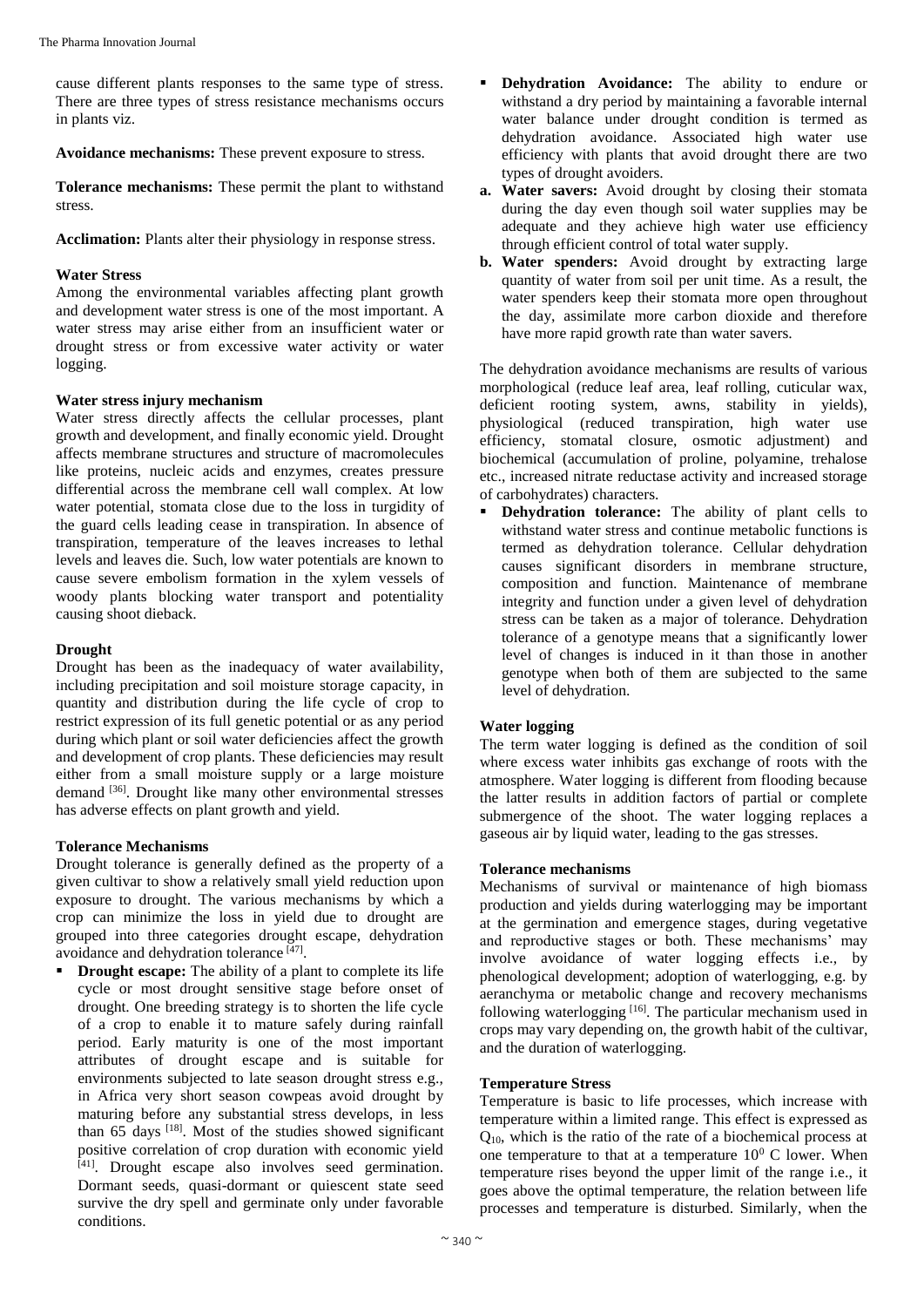cause different plants responses to the same type of stress. There are three types of stress resistance mechanisms occurs in plants viz.

**Avoidance mechanisms:** These prevent exposure to stress.

**Tolerance mechanisms:** These permit the plant to withstand stress.

**Acclimation:** Plants alter their physiology in response stress.

### Water Stress

Among the environmental variables affecting plant growth and development water stress is one of the most important. A water stress may arise either from an insufficient water or drought stress or from excessive water activity or water logging.

### Water stress injury mechanism

Water stress directly affects the cellular processes, plant growth and development, and finally economic yield. Drought affects membrane structures and structure of macromolecules like proteins, nucleic acids and enzymes, creates pressure differential across the membrane cell wall complex. At low water potential, stomata close due to the loss in turgidity of the guard cells leading cease in transpiration. In absence of transpiration, temperature of the leaves increases to lethal levels and leaves die. Such, low water potentials are known to cause severe embolism formation in the xylem vessels of woody plants blocking water transport and potentiality causing shoot dieback.

### Drought

Drought has been as the inadequacy of water availability, including precipitation and soil moisture storage capacity, in quantity and distribution during the life cycle of crop to restrict expression of its full genetic potential or as any period during which plant or soil water deficiencies affect the growth and development of crop plants. These deficiencies may result either from a small moisture supply or a large moisture demand [36]. Drought like many other environmental stresses has adverse effects on plant growth and yield.

### Tolerance Mechanisms

Drought tolerance is generally defined as the property of a given cultivar to show a relatively small yield reduction upon exposure to drought. The various mechanisms by which a crop can minimize the loss in yield due to drought are grouped into three categories drought escape, dehydration avoidance and dehydration tolerance [47].

- **Drought escape:** The ability of a plant to complete its life cycle or most drought sensitive stage before onset of drought. One breeding strategy is to shorten the life cycle of a crop to enable it to mature safely during rainfall period. Early maturity is one of the most important attributes of drought escape and is suitable for environments subjected to late season drought stress e.g., in Africa very short season cowpeas avoid drought by maturing before any substantial stress develops, in less than 65 days [18]. Most of the studies showed significant positive correlation of crop duration with economic yield [41]. Drought escape also involves seed germination. Dormant seeds, quasi-dormant or quiescent state seed survive the dry spell and germinate only under favorable conditions.
- **Dehydration Avoidance:** The ability to endure or withstand a dry period by maintaining a favorable internal water balance under drought condition is termed as dehydration avoidance. Associated high water use efficiency with plants that avoid drought there are two types of drought avoiders.

**a. Water savers:** Avoid drought by closing their stomata during the day even though soil water supplies may be adequate and they achieve high water use efficiency through efficient control of total water supply.

**b. Water spenders:** Avoid drought by extracting large quantity of water from soil per unit time. As a result, the water spenders keep their stomata more open throughout the day, assimilate more carbon dioxide and therefore have more rapid growth rate than water savers.

The dehydration avoidance mechanisms are results of various morphological (reduce leaf area, leaf rolling, cuticular wax, deficient rooting system, awns, stability in yields), physiological (reduced transpiration, high water use efficiency, stomatal closure, osmotic adjustment) and biochemical (accumulation of proline, polyamine, trehalose etc., increased nitrate reductase activity and increased storage of carbohydrates) characters.

- **Dehydration tolerance:** The ability of plant cells to withstand water stress and continue metabolic functions is termed as dehydration tolerance. Cellular dehydration causes significant disorders in membrane structure, composition and function. Maintenance of membrane integrity and function under a given level of dehydration stress can be taken as a major of tolerance. Dehydration tolerance of a genotype means that a significantly lower level of changes is induced in it than those in another genotype when both of them are subjected to the same level of dehydration.

### Water logging

The term water logging is defined as the condition of soil where excess water inhibits gas exchange of roots with the atmosphere. Water logging is different from flooding because the latter results in addition factors of partial or complete submergence of the shoot. The water logging replaces a gaseous air by liquid water, leading to the gas stresses.

### Tolerance mechanisms

Mechanisms of survival or maintenance of high biomass production and yields during waterlogging may be important at the germination and emergence stages, during vegetative and reproductive stages or both. These mechanisms' may involve avoidance of water logging effects i.e., by phenological development; adoption of waterlogging, e.g. by aeranchyma or metabolic change and recovery mechanisms following waterlogging [16]. The particular mechanism used in crops may vary depending on, the growth habit of the cultivar, and the duration of waterlogging.

### Temperature Stress

Temperature is basic to life processes, which increase with temperature within a limited range. This effect is expressed as $Q_{10}$, which is the ratio of the rate of a biochemical process at one temperature to that at a temperature $10^0$ C lower. When temperature rises beyond the upper limit of the range i.e., it goes above the optimal temperature, the relation between life processes and temperature is disturbed. Similarly, when the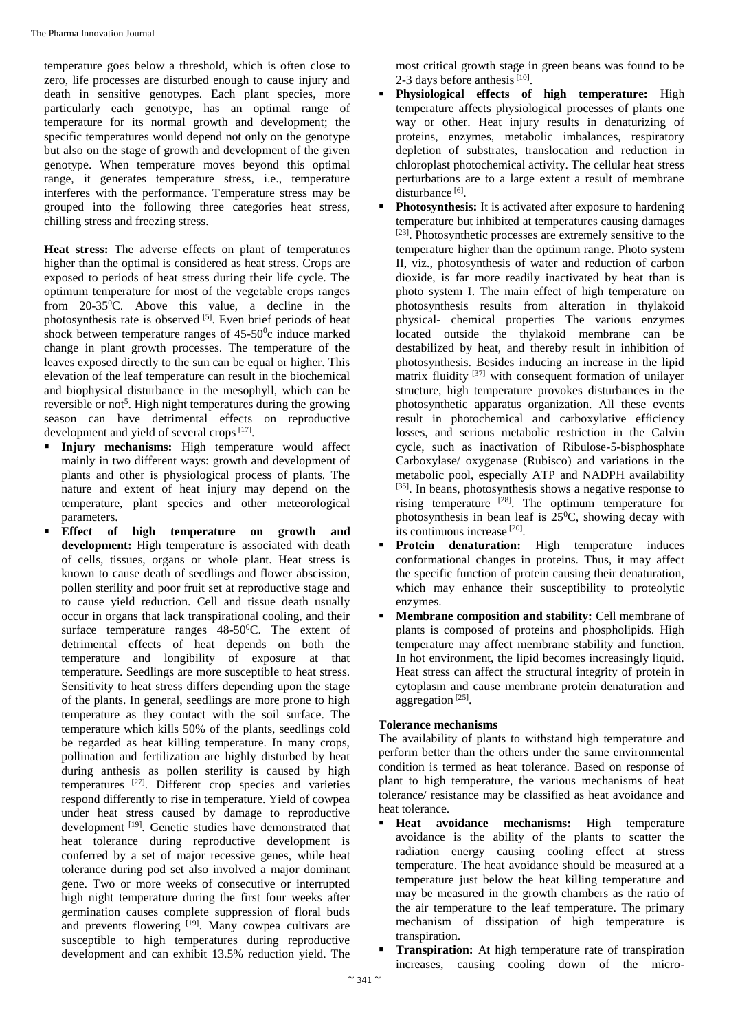temperature goes below a threshold, which is often close to zero, life processes are disturbed enough to cause injury and death in sensitive genotypes. Each plant species, more particularly each genotype, has an optimal range of temperature for its normal growth and development; the specific temperatures would depend not only on the genotype but also on the stage of growth and development of the given genotype. When temperature moves beyond this optimal range, it generates temperature stress, i.e., temperature interferes with the performance. Temperature stress may be grouped into the following three categories heat stress, chilling stress and freezing stress.

**Heat stress:** The adverse effects on plant of temperatures higher than the optimal is considered as heat stress. Crops are exposed to periods of heat stress during their life cycle. The optimum temperature for most of the vegetable crops ranges from 20-35$^0$C. Above this value, a decline in the photosynthesis rate is observed [5]. Even brief periods of heat shock between temperature ranges of 45-50$^0$c induce marked change in plant growth processes. The temperature of the leaves exposed directly to the sun can be equal or higher. This elevation of the leaf temperature can result in the biochemical and biophysical disturbance in the mesophyll, which can be reversible or not[5]. High night temperatures during the growing season can have detrimental effects on reproductive development and yield of several crops [17].

- **Injury mechanisms:** High temperature would affect mainly in two different ways: growth and development of plants and other is physiological process of plants. The nature and extent of heat injury may depend on the temperature, plant species and other meteorological parameters.
- **Effect of high temperature on growth and development:** High temperature is associated with death of cells, tissues, organs or whole plant. Heat stress is known to cause death of seedlings and flower abscission, pollen sterility and poor fruit set at reproductive stage and to cause yield reduction. Cell and tissue death usually occur in organs that lack transpirational cooling, and their surface temperature ranges 48-50$^0$C. The extent of detrimental effects of heat depends on both the temperature and longibility of exposure at that temperature. Seedlings are more susceptible to heat stress. Sensitivity to heat stress differs depending upon the stage of the plants. In general, seedlings are more prone to high temperature as they contact with the soil surface. The temperature which kills 50% of the plants, seedlings cold be regarded as heat killing temperature. In many crops, pollination and fertilization are highly disturbed by heat during anthesis as pollen sterility is caused by high temperatures [27]. Different crop species and varieties respond differently to rise in temperature. Yield of cowpea under heat stress caused by damage to reproductive development [19]. Genetic studies have demonstrated that heat tolerance during reproductive development is conferred by a set of major recessive genes, while heat tolerance during pod set also involved a major dominant gene. Two or more weeks of consecutive or interrupted high night temperature during the first four weeks after germination causes complete suppression of floral buds and prevents flowering [19]. Many cowpea cultivars are susceptible to high temperatures during reproductive development and can exhibit 13.5% reduction yield. The most critical growth stage in green beans was found to be 2-3 days before anthesis [10].
- **Physiological effects of high temperature:** High temperature affects physiological processes of plants one way or other. Heat injury results in denaturizing of proteins, enzymes, metabolic imbalances, respiratory depletion of substrates, translocation and reduction in chloroplast photochemical activity. The cellular heat stress perturbations are to a large extent a result of membrane disturbance [6].
- **Photosynthesis:** It is activated after exposure to hardening temperature but inhibited at temperatures causing damages [23]. Photosynthetic processes are extremely sensitive to the temperature higher than the optimum range. Photo system II, viz., photosynthesis of water and reduction of carbon dioxide, is far more readily inactivated by heat than is photo system I. The main effect of high temperature on photosynthesis results from alteration in thylakoid physical- chemical properties The various enzymes located outside the thylakoid membrane can be destabilized by heat, and thereby result in inhibition of photosynthesis. Besides inducing an increase in the lipid matrix fluidity [37] with consequent formation of unilayer structure, high temperature provokes disturbances in the photosynthetic apparatus organization. All these events result in photochemical and carboxylative efficiency losses, and serious metabolic restriction in the Calvin cycle, such as inactivation of Ribulose-5-bisphosphate Carboxylase/ oxygenase (Rubisco) and variations in the metabolic pool, especially ATP and NADPH availability [35]. In beans, photosynthesis shows a negative response to rising temperature [28]. The optimum temperature for photosynthesis in bean leaf is 25$^0$C, showing decay with its continuous increase [20].
- **Protein denaturation:** High temperature induces conformational changes in proteins. Thus, it may affect the specific function of protein causing their denaturation, which may enhance their susceptibility to proteolytic enzymes.
- **Membrane composition and stability:** Cell membrane of plants is composed of proteins and phospholipids. High temperature may affect membrane stability and function. In hot environment, the lipid becomes increasingly liquid. Heat stress can affect the structural integrity of protein in cytoplasm and cause membrane protein denaturation and aggregation [25].

**Tolerance mechanisms**

The availability of plants to withstand high temperature and perform better than the others under the same environmental condition is termed as heat tolerance. Based on response of plant to high temperature, the various mechanisms of heat tolerance/ resistance may be classified as heat avoidance and heat tolerance.

- **Heat avoidance mechanisms:** High temperature avoidance is the ability of the plants to scatter the radiation energy causing cooling effect at stress temperature. The heat avoidance should be measured at a temperature just below the heat killing temperature and may be measured in the growth chambers as the ratio of the air temperature to the leaf temperature. The primary mechanism of dissipation of high temperature is transpiration.
- **Transpiration:** At high temperature rate of transpiration increases, causing cooling down of the micro-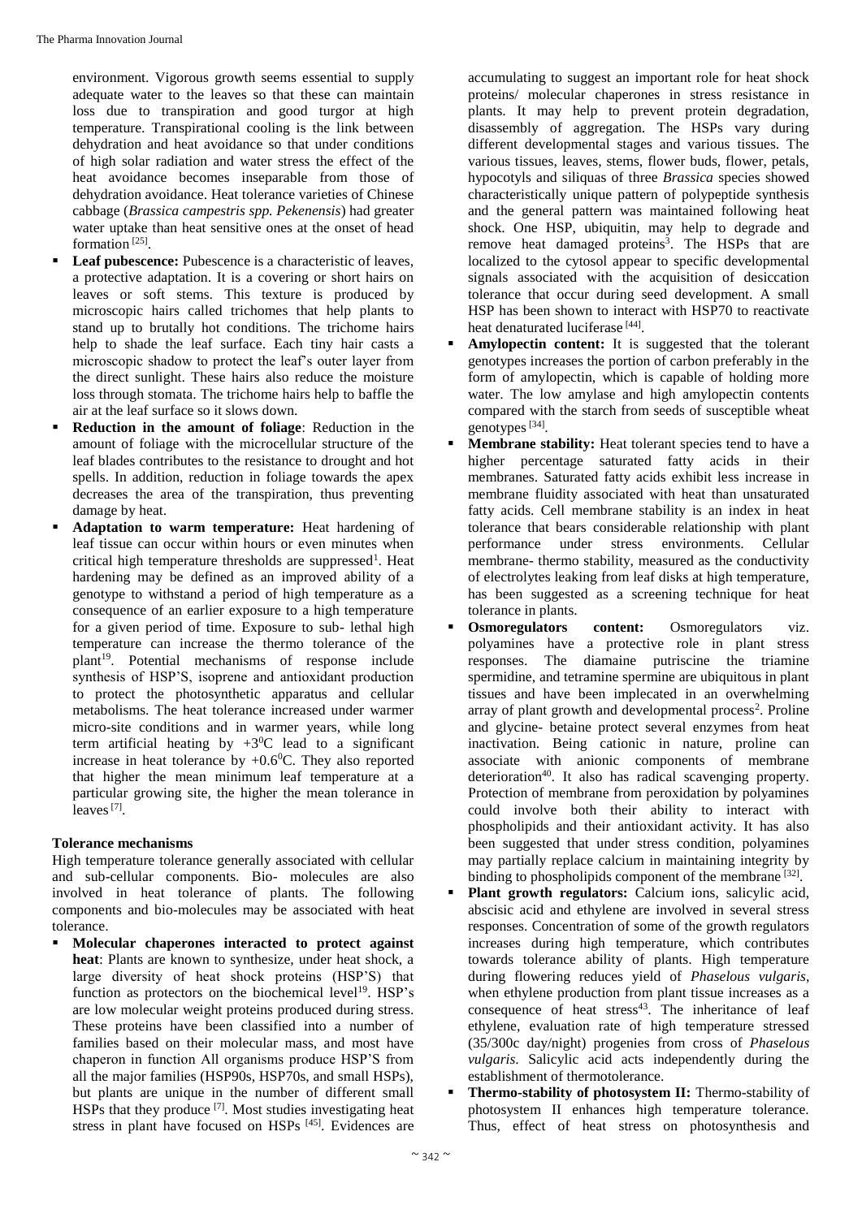environment. Vigorous growth seems essential to supply adequate water to the leaves so that these can maintain loss due to transpiration and good turgor at high temperature. Transpirational cooling is the link between dehydration and heat avoidance so that under conditions of high solar radiation and water stress the effect of the heat avoidance becomes inseparable from those of dehydration avoidance. Heat tolerance varieties of Chinese cabbage (*Brassica campestris spp. Pekenensis*) had greater water uptake than heat sensitive ones at the onset of head formation [25].

- **Leaf pubescence:** Pubescence is a characteristic of leaves, a protective adaptation. It is a covering or short hairs on leaves or soft stems. This texture is produced by microscopic hairs called trichomes that help plants to stand up to brutally hot conditions. The trichome hairs help to shade the leaf surface. Each tiny hair casts a microscopic shadow to protect the leaf's outer layer from the direct sunlight. These hairs also reduce the moisture loss through stomata. The trichome hairs help to baffle the air at the leaf surface so it slows down.
- **Reduction in the amount of foliage**: Reduction in the amount of foliage with the microcellular structure of the leaf blades contributes to the resistance to drought and hot spells. In addition, reduction in foliage towards the apex decreases the area of the transpiration, thus preventing damage by heat.
- **Adaptation to warm temperature:** Heat hardening of leaf tissue can occur within hours or even minutes when critical high temperature thresholds are suppressed[1]. Heat hardening may be defined as an improved ability of a genotype to withstand a period of high temperature as a consequence of an earlier exposure to a high temperature for a given period of time. Exposure to sub- lethal high temperature can increase the thermo tolerance of the plant[19]. Potential mechanisms of response include synthesis of HSP'S, isoprene and antioxidant production to protect the photosynthetic apparatus and cellular metabolisms. The heat tolerance increased under warmer micro-site conditions and in warmer years, while long term artificial heating by $+3^0$C lead to a significant increase in heat tolerance by $+0.6^0$C. They also reported that higher the mean minimum leaf temperature at a particular growing site, the higher the mean tolerance in leaves [7].

**Tolerance mechanisms**

High temperature tolerance generally associated with cellular and sub-cellular components. Bio- molecules are also involved in heat tolerance of plants. The following components and bio-molecules may be associated with heat tolerance.

- **Molecular chaperones interacted to protect against heat**: Plants are known to synthesize, under heat shock, a large diversity of heat shock proteins (HSP'S) that function as protectors on the biochemical level[19]. HSP's are low molecular weight proteins produced during stress. These proteins have been classified into a number of families based on their molecular mass, and most have chaperon in function All organisms produce HSP'S from all the major families (HSP90s, HSP70s, and small HSPs), but plants are unique in the number of different small HSPs that they produce [7]. Most studies investigating heat stress in plant have focused on HSPs [45]. Evidences are accumulating to suggest an important role for heat shock proteins/ molecular chaperones in stress resistance in plants. It may help to prevent protein degradation, disassembly of aggregation. The HSPs vary during different developmental stages and various tissues. The various tissues, leaves, stems, flower buds, flower, petals, hypocotyls and siliquas of three *Brassica* species showed characteristically unique pattern of polypeptide synthesis and the general pattern was maintained following heat shock. One HSP, ubiquitin, may help to degrade and remove heat damaged proteins[3]. The HSPs that are localized to the cytosol appear to specific developmental signals associated with the acquisition of desiccation tolerance that occur during seed development. A small HSP has been shown to interact with HSP70 to reactivate heat denaturated luciferase [44].
- **Amylopectin content:** It is suggested that the tolerant genotypes increases the portion of carbon preferably in the form of amylopectin, which is capable of holding more water. The low amylase and high amylopectin contents compared with the starch from seeds of susceptible wheat genotypes [34].
- **Membrane stability:** Heat tolerant species tend to have a higher percentage saturated fatty acids in their membranes. Saturated fatty acids exhibit less increase in membrane fluidity associated with heat than unsaturated fatty acids. Cell membrane stability is an index in heat tolerance that bears considerable relationship with plant performance under stress environments. Cellular membrane- thermo stability, measured as the conductivity of electrolytes leaking from leaf disks at high temperature, has been suggested as a screening technique for heat tolerance in plants.
- **Osmoregulators content:** Osmoregulators viz. polyamines have a protective role in plant stress responses. The diamaine putriscine the triamine spermidine, and tetramine spermine are ubiquitous in plant tissues and have been implecated in an overwhelming array of plant growth and developmental process[2]. Proline and glycine- betaine protect several enzymes from heat inactivation. Being cationic in nature, proline can associate with anionic components of membrane deterioration[40]. It also has radical scavenging property. Protection of membrane from peroxidation by polyamines could involve both their ability to interact with phospholipids and their antioxidant activity. It has also been suggested that under stress condition, polyamines may partially replace calcium in maintaining integrity by binding to phospholipids component of the membrane [32].
- **Plant growth regulators:** Calcium ions, salicylic acid, abscisic acid and ethylene are involved in several stress responses. Concentration of some of the growth regulators increases during high temperature, which contributes towards tolerance ability of plants. High temperature during flowering reduces yield of *Phaselous vulgaris*, when ethylene production from plant tissue increases as a consequence of heat stress[43]. The inheritance of leaf ethylene, evaluation rate of high temperature stressed (35/300c day/night) progenies from cross of *Phaselous vulgaris*. Salicylic acid acts independently during the establishment of thermotolerance.
- **Thermo-stability of photosystem II:** Thermo-stability of photosystem II enhances high temperature tolerance. Thus, effect of heat stress on photosynthesis and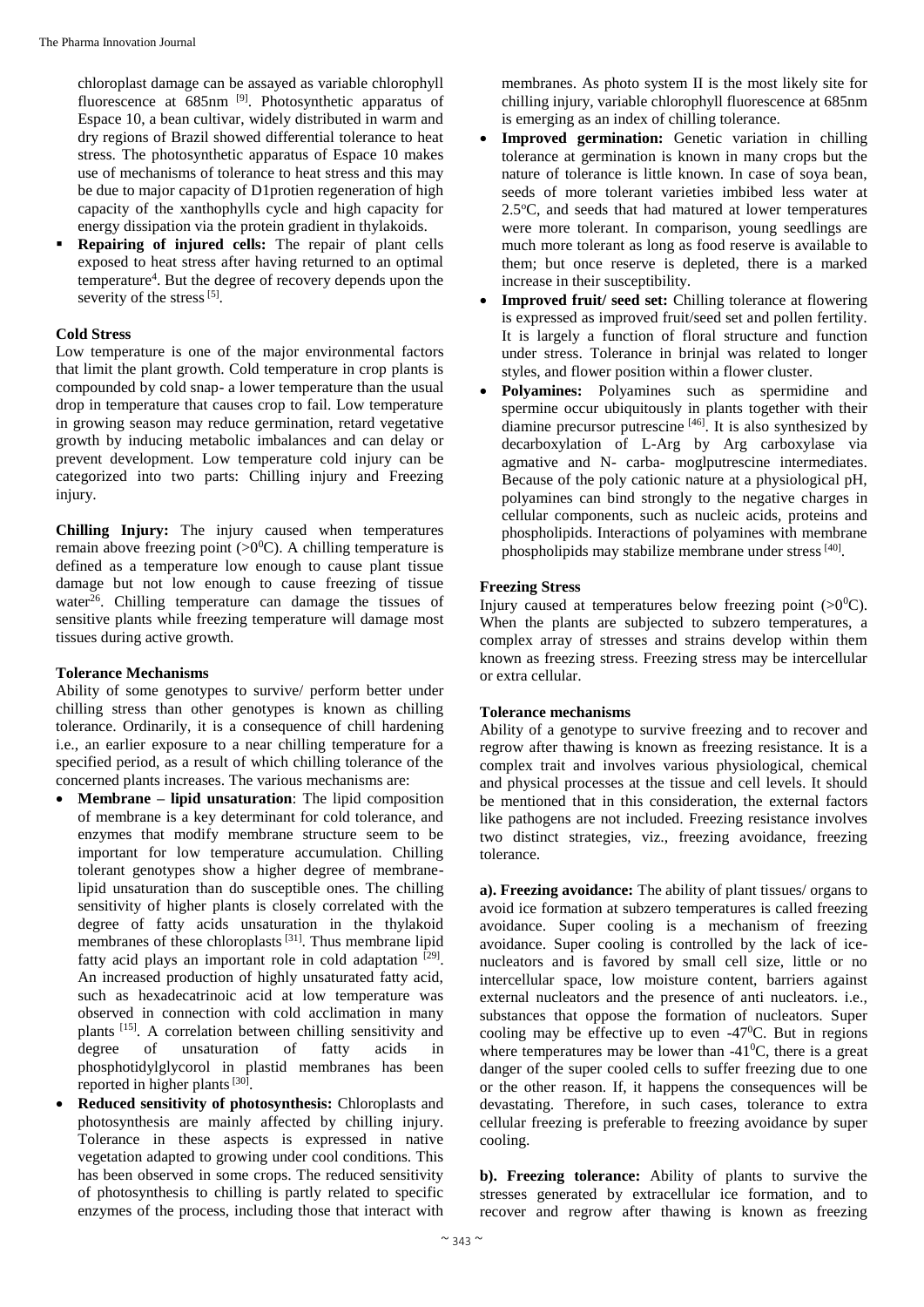chloroplast damage can be assayed as variable chlorophyll fluorescence at 685nm [9]. Photosynthetic apparatus of Espace 10, a bean cultivar, widely distributed in warm and dry regions of Brazil showed differential tolerance to heat stress. The photosynthetic apparatus of Espace 10 makes use of mechanisms of tolerance to heat stress and this may be due to major capacity of D1protien regeneration of high capacity of the xanthophylls cycle and high capacity for energy dissipation via the protein gradient in thylakoids.

- **Repairing of injured cells:** The repair of plant cells exposed to heat stress after having returned to an optimal temperature[4]. But the degree of recovery depends upon the severity of the stress [5].

### Cold Stress

Low temperature is one of the major environmental factors that limit the plant growth. Cold temperature in crop plants is compounded by cold snap- a lower temperature than the usual drop in temperature that causes crop to fail. Low temperature in growing season may reduce germination, retard vegetative growth by inducing metabolic imbalances and can delay or prevent development. Low temperature cold injury can be categorized into two parts: Chilling injury and Freezing injury.

**Chilling Injury:** The injury caused when temperatures remain above freezing point (>$0^0$C). A chilling temperature is defined as a temperature low enough to cause plant tissue damage but not low enough to cause freezing of tissue water[26]. Chilling temperature can damage the tissues of sensitive plants while freezing temperature will damage most tissues during active growth.

### Tolerance Mechanisms

Ability of some genotypes to survive/ perform better under chilling stress than other genotypes is known as chilling tolerance. Ordinarily, it is a consequence of chill hardening i.e., an earlier exposure to a near chilling temperature for a specified period, as a result of which chilling tolerance of the concerned plants increases. The various mechanisms are:

- **Membrane – lipid unsaturation**: The lipid composition of membrane is a key determinant for cold tolerance, and enzymes that modify membrane structure seem to be important for low temperature accumulation. Chilling tolerant genotypes show a higher degree of membrane-lipid unsaturation than do susceptible ones. The chilling sensitivity of higher plants is closely correlated with the degree of fatty acids unsaturation in the thylakoid membranes of these chloroplasts [31]. Thus membrane lipid fatty acid plays an important role in cold adaptation [29]. An increased production of highly unsaturated fatty acid, such as hexadecatrinoic acid at low temperature was observed in connection with cold acclimation in many plants [15]. A correlation between chilling sensitivity and degree of unsaturation of fatty acids in phosphotidylglycorol in plastid membranes has been reported in higher plants [30].
- **Reduced sensitivity of photosynthesis:** Chloroplasts and photosynthesis are mainly affected by chilling injury. Tolerance in these aspects is expressed in native vegetation adapted to growing under cool conditions. This has been observed in some crops. The reduced sensitivity of photosynthesis to chilling is partly related to specific enzymes of the process, including those that interact with membranes. As photo system II is the most likely site for chilling injury, variable chlorophyll fluorescence at 685nm is emerging as an index of chilling tolerance.
- **Improved germination:** Genetic variation in chilling tolerance at germination is known in many crops but the nature of tolerance is little known. In case of soya bean, seeds of more tolerant varieties imbibed less water at 2.5°C, and seeds that had matured at lower temperatures were more tolerant. In comparison, young seedlings are much more tolerant as long as food reserve is available to them; but once reserve is depleted, there is a marked increase in their susceptibility.
- **Improved fruit/ seed set:** Chilling tolerance at flowering is expressed as improved fruit/seed set and pollen fertility. It is largely a function of floral structure and function under stress. Tolerance in brinjal was related to longer styles, and flower position within a flower cluster.
- **Polyamines:** Polyamines such as spermidine and spermine occur ubiquitously in plants together with their diamine precursor putrescine [46]. It is also synthesized by decarboxylation of L-Arg by Arg carboxylase via agmative and N- carba- moglputrescine intermediates. Because of the poly cationic nature at a physiological pH, polyamines can bind strongly to the negative charges in cellular components, such as nucleic acids, proteins and phospholipids. Interactions of polyamines with membrane phospholipids may stabilize membrane under stress [40].

### Freezing Stress

Injury caused at temperatures below freezing point (>$0^0$C). When the plants are subjected to subzero temperatures, a complex array of stresses and strains develop within them known as freezing stress. Freezing stress may be intercellular or extra cellular.

### Tolerance mechanisms

Ability of a genotype to survive freezing and to recover and regrow after thawing is known as freezing resistance. It is a complex trait and involves various physiological, chemical and physical processes at the tissue and cell levels. It should be mentioned that in this consideration, the external factors like pathogens are not included. Freezing resistance involves two distinct strategies, viz., freezing avoidance, freezing tolerance.

**a). Freezing avoidance:** The ability of plant tissues/ organs to avoid ice formation at subzero temperatures is called freezing avoidance. Super cooling is a mechanism of freezing avoidance. Super cooling is controlled by the lack of ice-nucleators and is favored by small cell size, little or no intercellular space, low moisture content, barriers against external nucleators and the presence of anti nucleators. i.e., substances that oppose the formation of nucleators. Super cooling may be effective up to even -$47^0$C. But in regions where temperatures may be lower than -$41^0$C, there is a great danger of the super cooled cells to suffer freezing due to one or the other reason. If, it happens the consequences will be devastating. Therefore, in such cases, tolerance to extra cellular freezing is preferable to freezing avoidance by super cooling.

**b). Freezing tolerance:** Ability of plants to survive the stresses generated by extracellular ice formation, and to recover and regrow after thawing is known as freezing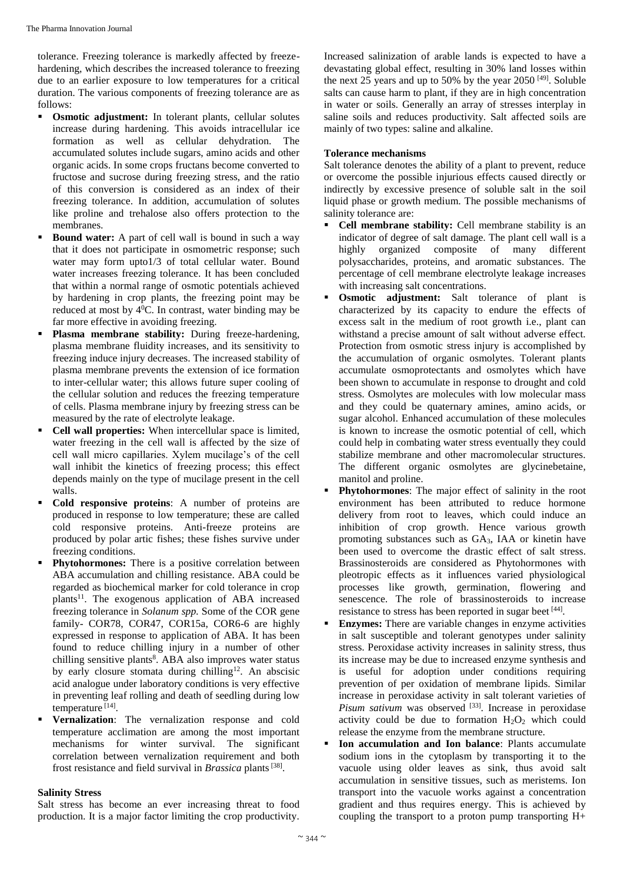tolerance. Freezing tolerance is markedly affected by freeze-hardening, which describes the increased tolerance to freezing due to an earlier exposure to low temperatures for a critical duration. The various components of freezing tolerance are as follows:

- **Osmotic adjustment:** In tolerant plants, cellular solutes increase during hardening. This avoids intracellular ice formation as well as cellular dehydration. The accumulated solutes include sugars, amino acids and other organic acids. In some crops fructans become converted to fructose and sucrose during freezing stress, and the ratio of this conversion is considered as an index of their freezing tolerance. In addition, accumulation of solutes like proline and trehalose also offers protection to the membranes.
- **Bound water:** A part of cell wall is bound in such a way that it does not participate in osmometric response; such water may form upto1/3 of total cellular water. Bound water increases freezing tolerance. It has been concluded that within a normal range of osmotic potentials achieved by hardening in crop plants, the freezing point may be reduced at most by $4^0$C. In contrast, water binding may be far more effective in avoiding freezing.
- **Plasma membrane stability:** During freeze-hardening, plasma membrane fluidity increases, and its sensitivity to freezing induce injury decreases. The increased stability of plasma membrane prevents the extension of ice formation to inter-cellular water; this allows future super cooling of the cellular solution and reduces the freezing temperature of cells. Plasma membrane injury by freezing stress can be measured by the rate of electrolyte leakage.
- **Cell wall properties:** When intercellular space is limited, water freezing in the cell wall is affected by the size of cell wall micro capillaries. Xylem mucilage's of the cell wall inhibit the kinetics of freezing process; this effect depends mainly on the type of mucilage present in the cell walls.
- **Cold responsive proteins**: A number of proteins are produced in response to low temperature; these are called cold responsive proteins. Anti-freeze proteins are produced by polar artic fishes; these fishes survive under freezing conditions.
- **Phytohormones:** There is a positive correlation between ABA accumulation and chilling resistance. ABA could be regarded as biochemical marker for cold tolerance in crop plants[11]. The exogenous application of ABA increased freezing tolerance in *Solanum spp.* Some of the COR gene family- COR78, COR47, COR15a, COR6-6 are highly expressed in response to application of ABA. It has been found to reduce chilling injury in a number of other chilling sensitive plants[8]. ABA also improves water status by early closure stomata during chilling[12]. An abscisic acid analogue under laboratory conditions is very effective in preventing leaf rolling and death of seedling during low temperature [14].
- **Vernalization**: The vernalization response and cold temperature acclimation are among the most important mechanisms for winter survival. The significant correlation between vernalization requirement and both frost resistance and field survival in *Brassica* plants [38].

### Salinity Stress

Salt stress has become an ever increasing threat to food production. It is a major factor limiting the crop productivity. Increased salinization of arable lands is expected to have a devastating global effect, resulting in 30% land losses within the next 25 years and up to 50% by the year 2050 [49]. Soluble salts can cause harm to plant, if they are in high concentration in water or soils. Generally an array of stresses interplay in saline soils and reduces productivity. Salt affected soils are mainly of two types: saline and alkaline.

### Tolerance mechanisms

Salt tolerance denotes the ability of a plant to prevent, reduce or overcome the possible injurious effects caused directly or indirectly by excessive presence of soluble salt in the soil liquid phase or growth medium. The possible mechanisms of salinity tolerance are:

- **Cell membrane stability:** Cell membrane stability is an indicator of degree of salt damage. The plant cell wall is a highly organized composite of many different polysaccharides, proteins, and aromatic substances. The percentage of cell membrane electrolyte leakage increases with increasing salt concentrations.
- **Osmotic adjustment:** Salt tolerance of plant is characterized by its capacity to endure the effects of excess salt in the medium of root growth i.e., plant can withstand a precise amount of salt without adverse effect. Protection from osmotic stress injury is accomplished by the accumulation of organic osmolytes. Tolerant plants accumulate osmoprotectants and osmolytes which have been shown to accumulate in response to drought and cold stress. Osmolytes are molecules with low molecular mass and they could be quaternary amines, amino acids, or sugar alcohol. Enhanced accumulation of these molecules is known to increase the osmotic potential of cell, which could help in combating water stress eventually they could stabilize membrane and other macromolecular structures. The different organic osmolytes are glycinebetaine, manitol and proline.
- **Phytohormones**: The major effect of salinity in the root environment has been attributed to reduce hormone delivery from root to leaves, which could induce an inhibition of crop growth. Hence various growth promoting substances such as $GA_3$, IAA or kinetin have been used to overcome the drastic effect of salt stress. Brassinosteroids are considered as Phytohormones with pleotropic effects as it influences varied physiological processes like growth, germination, flowering and senescence. The role of brassinosteroids to increase resistance to stress has been reported in sugar beet [44].
- **Enzymes:** There are variable changes in enzyme activities in salt susceptible and tolerant genotypes under salinity stress. Peroxidase activity increases in salinity stress, thus its increase may be due to increased enzyme synthesis and is useful for adoption under conditions requiring prevention of per oxidation of membrane lipids. Similar increase in peroxidase activity in salt tolerant varieties of *Pisum sativum* was observed [33]. Increase in peroxidase activity could be due to formation $H_2O_2$ which could release the enzyme from the membrane structure.
- **Ion accumulation and Ion balance**: Plants accumulate sodium ions in the cytoplasm by transporting it to the vacuole using older leaves as sink, thus avoid salt accumulation in sensitive tissues, such as meristems. Ion transport into the vacuole works against a concentration gradient and thus requires energy. This is achieved by coupling the transport to a proton pump transporting H+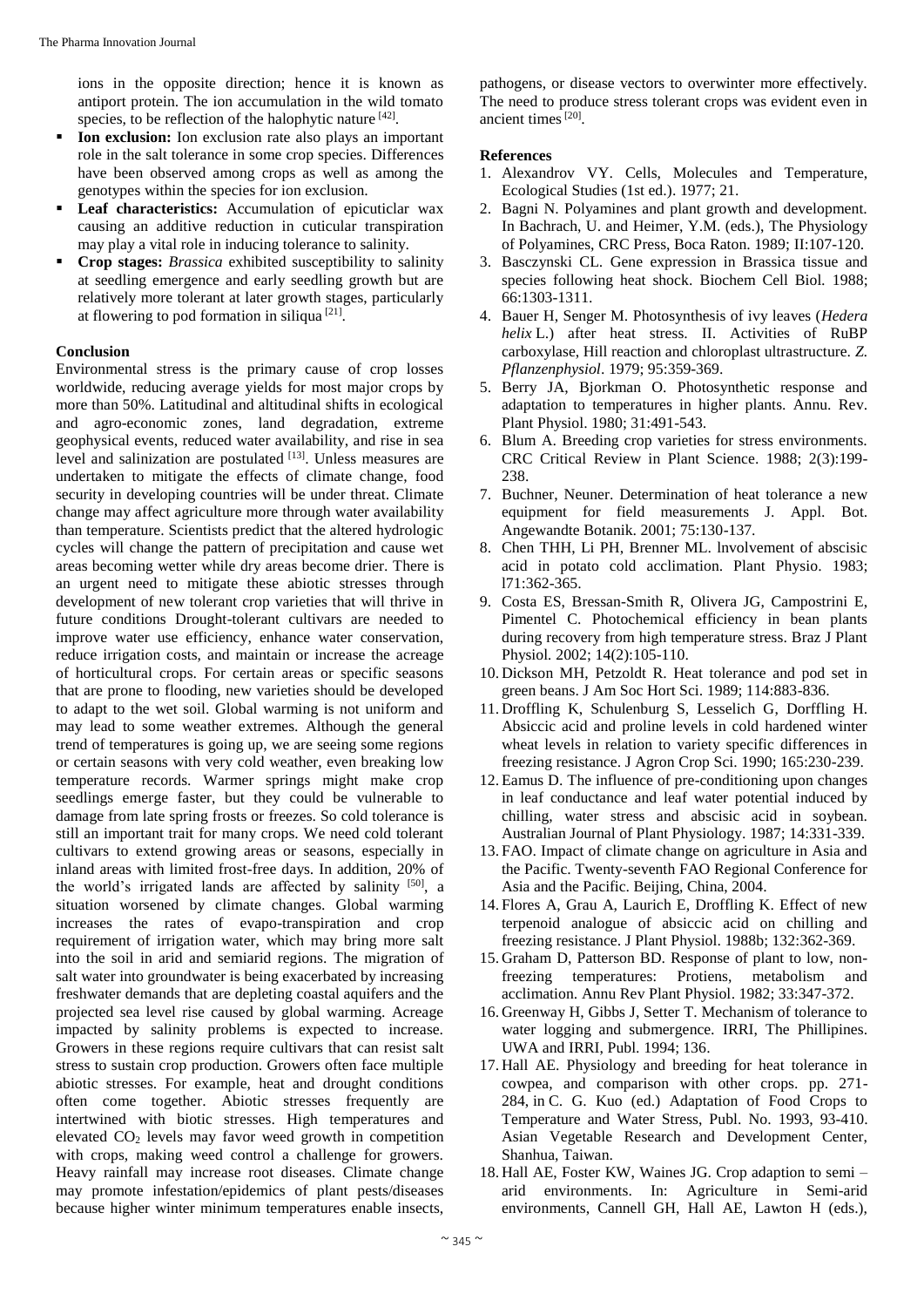ions in the opposite direction; hence it is known as antiport protein. The ion accumulation in the wild tomato species, to be reflection of the halophytic nature [42].

- **Ion exclusion:** Ion exclusion rate also plays an important role in the salt tolerance in some crop species. Differences have been observed among crops as well as among the genotypes within the species for ion exclusion.
- **Leaf characteristics:** Accumulation of epicuticlar wax causing an additive reduction in cuticular transpiration may play a vital role in inducing tolerance to salinity.
- **Crop stages:** *Brassica* exhibited susceptibility to salinity at seedling emergence and early seedling growth but are relatively more tolerant at later growth stages, particularly at flowering to pod formation in siliqua [21].

## Conclusion

Environmental stress is the primary cause of crop losses worldwide, reducing average yields for most major crops by more than 50%. Latitudinal and altitudinal shifts in ecological and agro-economic zones, land degradation, extreme geophysical events, reduced water availability, and rise in sea level and salinization are postulated [13]. Unless measures are undertaken to mitigate the effects of climate change, food security in developing countries will be under threat. Climate change may affect agriculture more through water availability than temperature. Scientists predict that the altered hydrologic cycles will change the pattern of precipitation and cause wet areas becoming wetter while dry areas become drier. There is an urgent need to mitigate these abiotic stresses through development of new tolerant crop varieties that will thrive in future conditions Drought-tolerant cultivars are needed to improve water use efficiency, enhance water conservation, reduce irrigation costs, and maintain or increase the acreage of horticultural crops. For certain areas or specific seasons that are prone to flooding, new varieties should be developed to adapt to the wet soil. Global warming is not uniform and may lead to some weather extremes. Although the general trend of temperatures is going up, we are seeing some regions or certain seasons with very cold weather, even breaking low temperature records. Warmer springs might make crop seedlings emerge faster, but they could be vulnerable to damage from late spring frosts or freezes. So cold tolerance is still an important trait for many crops. We need cold tolerant cultivars to extend growing areas or seasons, especially in inland areas with limited frost-free days. In addition, 20% of the world's irrigated lands are affected by salinity [50], a situation worsened by climate changes. Global warming increases the rates of evapo-transpiration and crop requirement of irrigation water, which may bring more salt into the soil in arid and semiarid regions. The migration of salt water into groundwater is being exacerbated by increasing freshwater demands that are depleting coastal aquifers and the projected sea level rise caused by global warming. Acreage impacted by salinity problems is expected to increase. Growers in these regions require cultivars that can resist salt stress to sustain crop production. Growers often face multiple abiotic stresses. For example, heat and drought conditions often come together. Abiotic stresses frequently are intertwined with biotic stresses. High temperatures and elevated $CO_2$ levels may favor weed growth in competition with crops, making weed control a challenge for growers. Heavy rainfall may increase root diseases. Climate change may promote infestation/epidemics of plant pests/diseases because higher winter minimum temperatures enable insects, pathogens, or disease vectors to overwinter more effectively. The need to produce stress tolerant crops was evident even in ancient times [20].

## References

1. Alexandrov VY. Cells, Molecules and Temperature, Ecological Studies (1st ed.). 1977; 21.
2. Bagni N. Polyamines and plant growth and development. In Bachrach, U. and Heimer, Y.M. (eds.), The Physiology of Polyamines, CRC Press, Boca Raton. 1989; II:107-120.
3. Basczynski CL. Gene expression in Brassica tissue and species following heat shock. Biochem Cell Biol. 1988; 66:1303-1311.
4. Bauer H, Senger M. Photosynthesis of ivy leaves (*Hedera helix* L.) after heat stress. II. Activities of RuBP carboxylase, Hill reaction and chloroplast ultrastructure. *Z. Pflanzenphysiol*. 1979; 95:359-369.
5. Berry JA, Bjorkman O. Photosynthetic response and adaptation to temperatures in higher plants. Annu. Rev. Plant Physiol. 1980; 31:491-543.
6. Blum A. Breeding crop varieties for stress environments. CRC Critical Review in Plant Science. 1988; 2(3):199-238.
7. Buchner, Neuner. Determination of heat tolerance a new equipment for field measurements J. Appl. Bot. Angewandte Botanik. 2001; 75:130-137.
8. Chen THH, Li PH, Brenner ML. lnvolvement of abscisic acid in potato cold acclimation. Plant Physio. 1983; l71:362-365.
9. Costa ES, Bressan-Smith R, Olivera JG, Campostrini E, Pimentel C. Photochemical efficiency in bean plants during recovery from high temperature stress. Braz J Plant Physiol. 2002; 14(2):105-110.
10. Dickson MH, Petzoldt R. Heat tolerance and pod set in green beans. J Am Soc Hort Sci. 1989; 114:883-836.
11. Droffling K, Schulenburg S, Lesselich G, Dorffling H. Absiccic acid and proline levels in cold hardened winter wheat levels in relation to variety specific differences in freezing resistance. J Agron Crop Sci. 1990; 165:230-239.
12. Eamus D. The influence of pre-conditioning upon changes in leaf conductance and leaf water potential induced by chilling, water stress and abscisic acid in soybean. Australian Journal of Plant Physiology. 1987; 14:331-339.
13. FAO. Impact of climate change on agriculture in Asia and the Pacific. Twenty-seventh FAO Regional Conference for Asia and the Pacific. Beijing, China, 2004.
14. Flores A, Grau A, Laurich E, Droffling K. Effect of new terpenoid analogue of absiccic acid on chilling and freezing resistance. J Plant Physiol. 1988b; 132:362-369.
15. Graham D, Patterson BD. Response of plant to low, non-freezing temperatures: Protiens, metabolism and acclimation. Annu Rev Plant Physiol. 1982; 33:347-372.
16. Greenway H, Gibbs J, Setter T. Mechanism of tolerance to water logging and submergence. IRRI, The Phillipines. UWA and IRRI, Publ. 1994; 136.
17. Hall AE. Physiology and breeding for heat tolerance in cowpea, and comparison with other crops. pp. 271-284, in C. G. Kuo (ed.) Adaptation of Food Crops to Temperature and Water Stress, Publ. No. 1993, 93-410. Asian Vegetable Research and Development Center, Shanhua, Taiwan.
18. Hall AE, Foster KW, Waines JG. Crop adaption to semi – arid environments. In: Agriculture in Semi-arid environments, Cannell GH, Hall AE, Lawton H (eds.),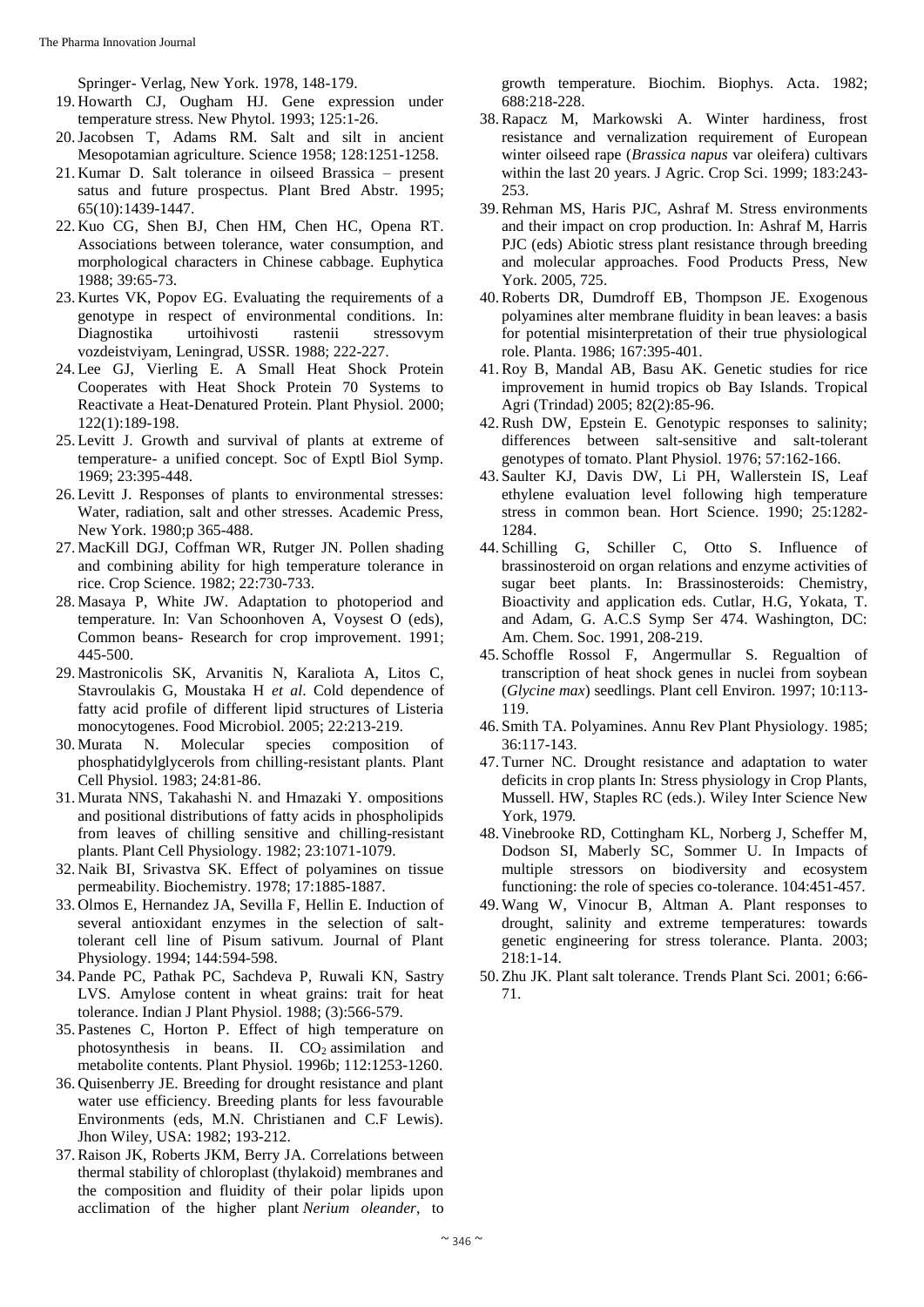Springer- Verlag, New York. 1978, 148-179.

19. Howarth CJ, Ougham HJ. Gene expression under temperature stress. New Phytol. 1993; 125:1-26.
20. Jacobsen T, Adams RM. Salt and silt in ancient Mesopotamian agriculture. Science 1958; 128:1251-1258.
21. Kumar D. Salt tolerance in oilseed Brassica – present satus and future prospectus. Plant Bred Abstr. 1995; 65(10):1439-1447.
22. Kuo CG, Shen BJ, Chen HM, Chen HC, Opena RT. Associations between tolerance, water consumption, and morphological characters in Chinese cabbage. Euphytica 1988; 39:65-73.
23. Kurtes VK, Popov EG. Evaluating the requirements of a genotype in respect of environmental conditions. In: Diagnostika urtoihivosti rastenii stressovym vozdeistviyam, Leningrad, USSR. 1988; 222-227.
24. Lee GJ, Vierling E. A Small Heat Shock Protein Cooperates with Heat Shock Protein 70 Systems to Reactivate a Heat-Denatured Protein. Plant Physiol. 2000; 122(1):189-198.
25. Levitt J. Growth and survival of plants at extreme of temperature- a unified concept. Soc of Exptl Biol Symp. 1969; 23:395-448.
26. Levitt J. Responses of plants to environmental stresses: Water, radiation, salt and other stresses. Academic Press, New York. 1980;p 365-488.
27. MacKill DGJ, Coffman WR, Rutger JN. Pollen shading and combining ability for high temperature tolerance in rice. Crop Science. 1982; 22:730-733.
28. Masaya P, White JW. Adaptation to photoperiod and temperature. In: Van Schoonhoven A, Voysest O (eds), Common beans- Research for crop improvement. 1991; 445-500.
29. Mastronicolis SK, Arvanitis N, Karaliota A, Litos C, Stavroulakis G, Moustaka H *et al*. Cold dependence of fatty acid profile of different lipid structures of Listeria monocytogenes. Food Microbiol. 2005; 22:213-219.
30. Murata N. Molecular species composition of phosphatidylglycerols from chilling-resistant plants. Plant Cell Physiol. 1983; 24:81-86.
31. Murata NNS, Takahashi N. and Hmazaki Y. ompositions and positional distributions of fatty acids in phospholipids from leaves of chilling sensitive and chilling-resistant plants. Plant Cell Physiology. 1982; 23:1071-1079.
32. Naik BI, Srivastva SK. Effect of polyamines on tissue permeability. Biochemistry. 1978; 17:1885-1887.
33. Olmos E, Hernandez JA, Sevilla F, Hellin E. Induction of several antioxidant enzymes in the selection of salt-tolerant cell line of Pisum sativum. Journal of Plant Physiology. 1994; 144:594-598.
34. Pande PC, Pathak PC, Sachdeva P, Ruwali KN, Sastry LVS. Amylose content in wheat grains: trait for heat tolerance. Indian J Plant Physiol. 1988; (3):566-579.
35. Pastenes C, Horton P. Effect of high temperature on photosynthesis in beans. II. $CO_2$ assimilation and metabolite contents. Plant Physiol. 1996b; 112:1253-1260.
36. Quisenberry JE. Breeding for drought resistance and plant water use efficiency. Breeding plants for less favourable Environments (eds, M.N. Christianen and C.F Lewis). Jhon Wiley, USA: 1982; 193-212.
37. Raison JK, Roberts JKM, Berry JA. Correlations between thermal stability of chloroplast (thylakoid) membranes and the composition and fluidity of their polar lipids upon acclimation of the higher plant *Nerium oleander*, to growth temperature. Biochim. Biophys. Acta. 1982; 688:218-228.
38. Rapacz M, Markowski A. Winter hardiness, frost resistance and vernalization requirement of European winter oilseed rape (*Brassica napus* var oleifera) cultivars within the last 20 years. J Agric. Crop Sci. 1999; 183:243-253.
39. Rehman MS, Haris PJC, Ashraf M. Stress environments and their impact on crop production. In: Ashraf M, Harris PJC (eds) Abiotic stress plant resistance through breeding and molecular approaches. Food Products Press, New York. 2005, 725.
40. Roberts DR, Dumdroff EB, Thompson JE. Exogenous polyamines alter membrane fluidity in bean leaves: a basis for potential misinterpretation of their true physiological role. Planta. 1986; 167:395-401.
41. Roy B, Mandal AB, Basu AK. Genetic studies for rice improvement in humid tropics ob Bay Islands. Tropical Agri (Trindad) 2005; 82(2):85-96.
42. Rush DW, Epstein E. Genotypic responses to salinity; differences between salt-sensitive and salt-tolerant genotypes of tomato. Plant Physiol. 1976; 57:162-166.
43. Saulter KJ, Davis DW, Li PH, Wallerstein IS, Leaf ethylene evaluation level following high temperature stress in common bean. Hort Science. 1990; 25:1282-1284.
44. Schilling G, Schiller C, Otto S. Influence of brassinosteroid on organ relations and enzyme activities of sugar beet plants. In: Brassinosteroids: Chemistry, Bioactivity and application eds. Cutlar, H.G, Yokata, T. and Adam, G. A.C.S Symp Ser 474. Washington, DC: Am. Chem. Soc. 1991, 208-219.
45. Schoffle Rossol F, Angermullar S. Regualtion of transcription of heat shock genes in nuclei from soybean (*Glycine max*) seedlings. Plant cell Environ. 1997; 10:113-119.
46. Smith TA. Polyamines. Annu Rev Plant Physiology. 1985; 36:117-143.
47. Turner NC. Drought resistance and adaptation to water deficits in crop plants In: Stress physiology in Crop Plants, Mussell. HW, Staples RC (eds.). Wiley Inter Science New York, 1979.
48. Vinebrooke RD, Cottingham KL, Norberg J, Scheffer M, Dodson SI, Maberly SC, Sommer U. In Impacts of multiple stressors on biodiversity and ecosystem functioning: the role of species co-tolerance. 104:451-457.
49. Wang W, Vinocur B, Altman A. Plant responses to drought, salinity and extreme temperatures: towards genetic engineering for stress tolerance. Planta. 2003; 218:1-14.
50. Zhu JK. Plant salt tolerance. Trends Plant Sci. 2001; 6:66-71.